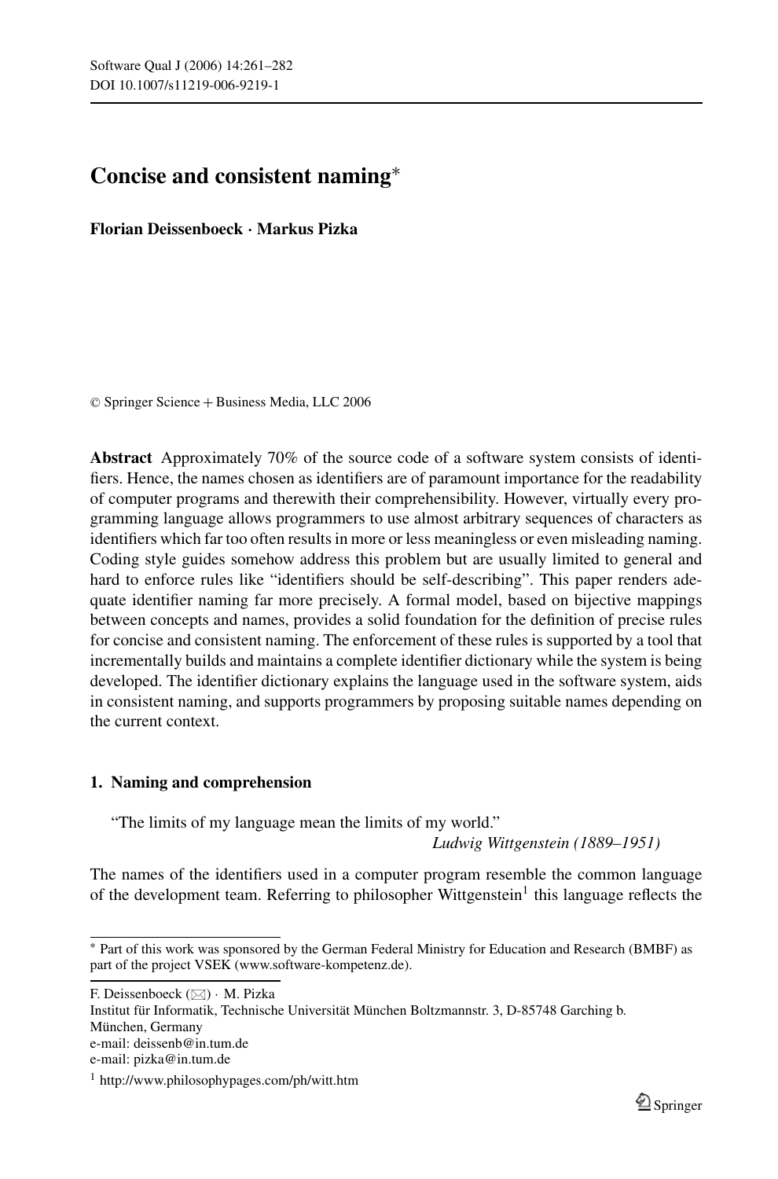# Concise and consistent naming*

**Florian Deissenboeck · Markus Pizka**

© Springer Science + Business Media, LLC 2006

**Abstract** Approximately 70% of the source code of a software system consists of identifiers. Hence, the names chosen as identifiers are of paramount importance for the readability of computer programs and therewith their comprehensibility. However, virtually every programming language allows programmers to use almost arbitrary sequences of characters as identifiers which far too often results in more or less meaningless or even misleading naming. Coding style guides somehow address this problem but are usually limited to general and hard to enforce rules like "identifiers should be self-describing". This paper renders adequate identifier naming far more precisely. A formal model, based on bijective mappings between concepts and names, provides a solid foundation for the definition of precise rules for concise and consistent naming. The enforcement of these rules is supported by a tool that incrementally builds and maintains a complete identifier dictionary while the system is being developed. The identifier dictionary explains the language used in the software system, aids in consistent naming, and supports programmers by proposing suitable names depending on the current context.

## 1. Naming and comprehension

"The limits of my language mean the limits of my world."

*Ludwig Wittgenstein (1889–1951)*

The names of the identifiers used in a computer program resemble the common language of the development team. Referring to philosopher Wittgenstein[1] this language reflects the

---

* Part of this work was sponsored by the German Federal Ministry for Education and Research (BMBF) as part of the project VSEK (www.software-kompetenz.de).

F. Deissenboeck (✉) · M. Pizka
Institut für Informatik, Technische Universität München Boltzmannstr. 3, D-85748 Garching b. München, Germany
e-mail: deissenb@in.tum.de
e-mail: pizka@in.tum.de

[1] http://www.philosophypages.com/ph/witt.htm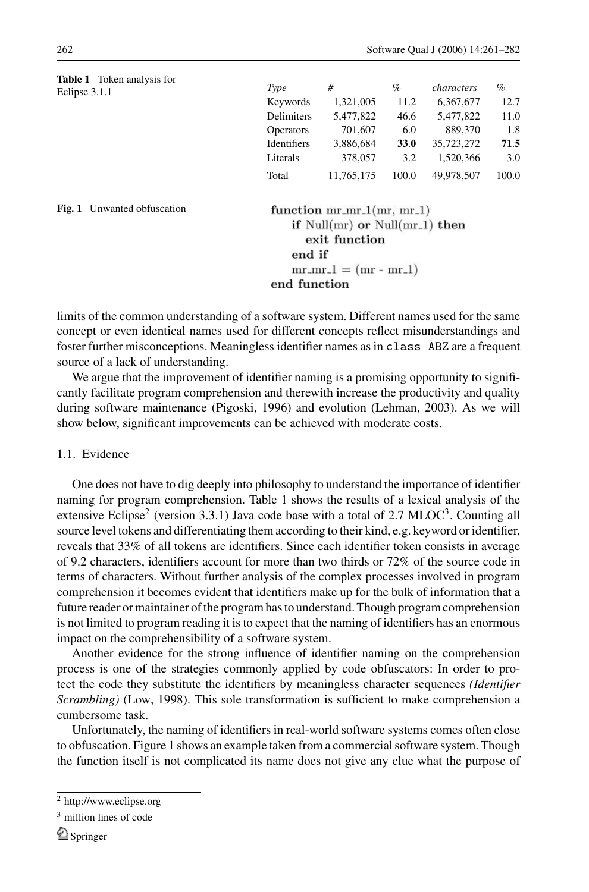**Table 1** Token analysis for Eclipse 3.1.1

| *Type* | # | % | *characters* | % |
|---|---|---|---|---|
| Keywords | 1,321,005 | 11.2 | 6,367,677 | 12.7 |
| Delimiters | 5,477,822 | 46.6 | 5,477,822 | 11.0 |
| Operators | 701,607 | 6.0 | 889,370 | 1.8 |
| Identifiers | 3,886,684 | **33.0** | 35,723,272 | **71.5** |
| Literals | 378,057 | 3.2 | 1,520,366 | 3.0 |
| Total | 11,765,175 | 100.0 | 49,978,507 | 100.0 |

**Fig. 1** Unwanted obfuscation

```
function mr_mr_1(mr, mr_1)
    if Null(mr) or Null(mr_1) then
        exit function
    end if
    mr_mr_1 = (mr - mr_1)
end function
```

limits of the common understanding of a software system. Different names used for the same concept or even identical names used for different concepts reflect misunderstandings and foster further misconceptions. Meaningless identifier names as in `class ABZ` are a frequent source of a lack of understanding.

We argue that the improvement of identifier naming is a promising opportunity to significantly facilitate program comprehension and therewith increase the productivity and quality during software maintenance (Pigoski, 1996) and evolution (Lehman, 2003). As we will show below, significant improvements can be achieved with moderate costs.

### 1.1. Evidence

One does not have to dig deeply into philosophy to understand the importance of identifier naming for program comprehension. Table 1 shows the results of a lexical analysis of the extensive Eclipse[2] (version 3.3.1) Java code base with a total of 2.7 MLOC[3]. Counting all source level tokens and differentiating them according to their kind, e.g. keyword or identifier, reveals that 33% of all tokens are identifiers. Since each identifier token consists in average of 9.2 characters, identifiers account for more than two thirds or 72% of the source code in terms of characters. Without further analysis of the complex processes involved in program comprehension it becomes evident that identifiers make up for the bulk of information that a future reader or maintainer of the program has to understand. Though program comprehension is not limited to program reading it is to expect that the naming of identifiers has an enormous impact on the comprehensibility of a software system.

Another evidence for the strong influence of identifier naming on the comprehension process is one of the strategies commonly applied by code obfuscators: In order to protect the code they substitute the identifiers by meaningless character sequences *(Identifier Scrambling)* (Low, 1998). This sole transformation is sufficient to make comprehension a cumbersome task.

Unfortunately, the naming of identifiers in real-world software systems comes often close to obfuscation. Figure 1 shows an example taken from a commercial software system. Though the function itself is not complicated its name does not give any clue what the purpose of

[2] http://www.eclipse.org

[3] million lines of code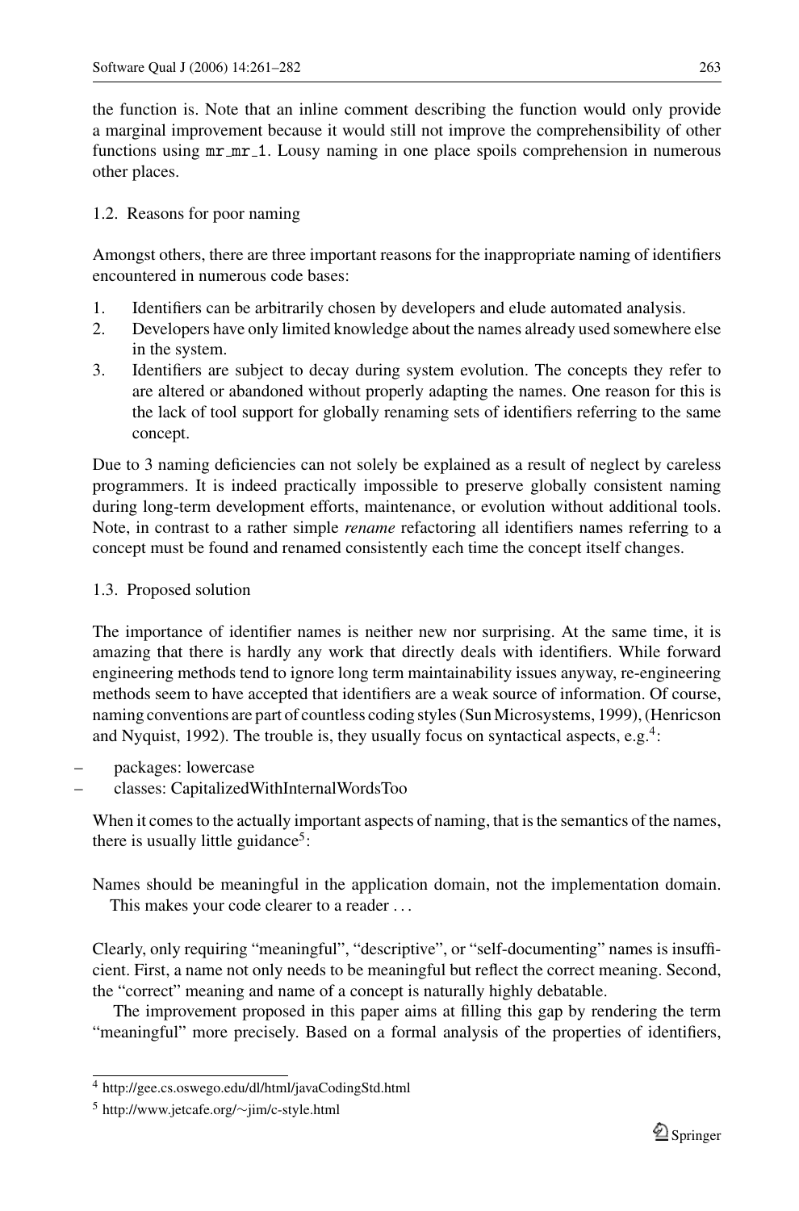the function is. Note that an inline comment describing the function would only provide a marginal improvement because it would still not improve the comprehensibility of other functions using `mr_mr_1`. Lousy naming in one place spoils comprehension in numerous other places.

### 1.2. Reasons for poor naming

Amongst others, there are three important reasons for the inappropriate naming of identifiers encountered in numerous code bases:

1. Identifiers can be arbitrarily chosen by developers and elude automated analysis.
2. Developers have only limited knowledge about the names already used somewhere else in the system.
3. Identifiers are subject to decay during system evolution. The concepts they refer to are altered or abandoned without properly adapting the names. One reason for this is the lack of tool support for globally renaming sets of identifiers referring to the same concept.

Due to 3 naming deficiencies can not solely be explained as a result of neglect by careless programmers. It is indeed practically impossible to preserve globally consistent naming during long-term development efforts, maintenance, or evolution without additional tools. Note, in contrast to a rather simple *rename* refactoring all identifiers names referring to a concept must be found and renamed consistently each time the concept itself changes.

### 1.3. Proposed solution

The importance of identifier names is neither new nor surprising. At the same time, it is amazing that there is hardly any work that directly deals with identifiers. While forward engineering methods tend to ignore long term maintainability issues anyway, re-engineering methods seem to have accepted that identifiers are a weak source of information. Of course, naming conventions are part of countless coding styles (Sun Microsystems, 1999), (Henricson and Nyquist, 1992). The trouble is, they usually focus on syntactical aspects, e.g.[4]:

- packages: lowercase
- classes: CapitalizedWithInternalWordsToo

When it comes to the actually important aspects of naming, that is the semantics of the names, there is usually little guidance[5]:

> Names should be meaningful in the application domain, not the implementation domain. This makes your code clearer to a reader ...

Clearly, only requiring "meaningful", "descriptive", or "self-documenting" names is insufficient. First, a name not only needs to be meaningful but reflect the correct meaning. Second, the "correct" meaning and name of a concept is naturally highly debatable.

The improvement proposed in this paper aims at filling this gap by rendering the term "meaningful" more precisely. Based on a formal analysis of the properties of identifiers,

---

[4] http://gee.cs.oswego.edu/dl/html/javaCodingStd.html

[5] http://www.jetcafe.org/~jim/c-style.html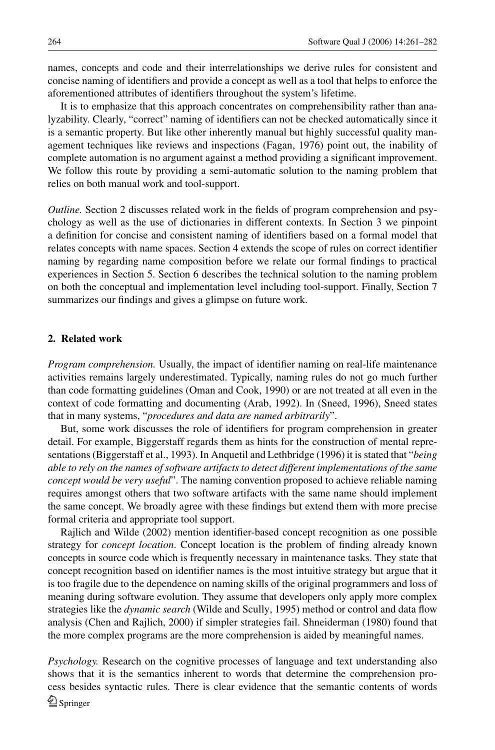names, concepts and code and their interrelationships we derive rules for consistent and concise naming of identifiers and provide a concept as well as a tool that helps to enforce the aforementioned attributes of identifiers throughout the system's lifetime.

It is to emphasize that this approach concentrates on comprehensibility rather than analyzability. Clearly, "correct" naming of identifiers can not be checked automatically since it is a semantic property. But like other inherently manual but highly successful quality management techniques like reviews and inspections (Fagan, 1976) point out, the inability of complete automation is no argument against a method providing a significant improvement. We follow this route by providing a semi-automatic solution to the naming problem that relies on both manual work and tool-support.

*Outline.* Section 2 discusses related work in the fields of program comprehension and psychology as well as the use of dictionaries in different contexts. In Section 3 we pinpoint a definition for concise and consistent naming of identifiers based on a formal model that relates concepts with name spaces. Section 4 extends the scope of rules on correct identifier naming by regarding name composition before we relate our formal findings to practical experiences in Section 5. Section 6 describes the technical solution to the naming problem on both the conceptual and implementation level including tool-support. Finally, Section 7 summarizes our findings and gives a glimpse on future work.

## 2. Related work

*Program comprehension.* Usually, the impact of identifier naming on real-life maintenance activities remains largely underestimated. Typically, naming rules do not go much further than code formatting guidelines (Oman and Cook, 1990) or are not treated at all even in the context of code formatting and documenting (Arab, 1992). In (Sneed, 1996), Sneed states that in many systems, "*procedures and data are named arbitrarily*".

But, some work discusses the role of identifiers for program comprehension in greater detail. For example, Biggerstaff regards them as hints for the construction of mental representations (Biggerstaff et al., 1993). In Anquetil and Lethbridge (1996) it is stated that "*being able to rely on the names of software artifacts to detect different implementations of the same concept would be very useful*". The naming convention proposed to achieve reliable naming requires amongst others that two software artifacts with the same name should implement the same concept. We broadly agree with these findings but extend them with more precise formal criteria and appropriate tool support.

Rajlich and Wilde (2002) mention identifier-based concept recognition as one possible strategy for *concept location*. Concept location is the problem of finding already known concepts in source code which is frequently necessary in maintenance tasks. They state that concept recognition based on identifier names is the most intuitive strategy but argue that it is too fragile due to the dependence on naming skills of the original programmers and loss of meaning during software evolution. They assume that developers only apply more complex strategies like the *dynamic search* (Wilde and Scully, 1995) method or control and data flow analysis (Chen and Rajlich, 2000) if simpler strategies fail. Shneiderman (1980) found that the more complex programs are the more comprehension is aided by meaningful names.

*Psychology.* Research on the cognitive processes of language and text understanding also shows that it is the semantics inherent to words that determine the comprehension process besides syntactic rules. There is clear evidence that the semantic contents of words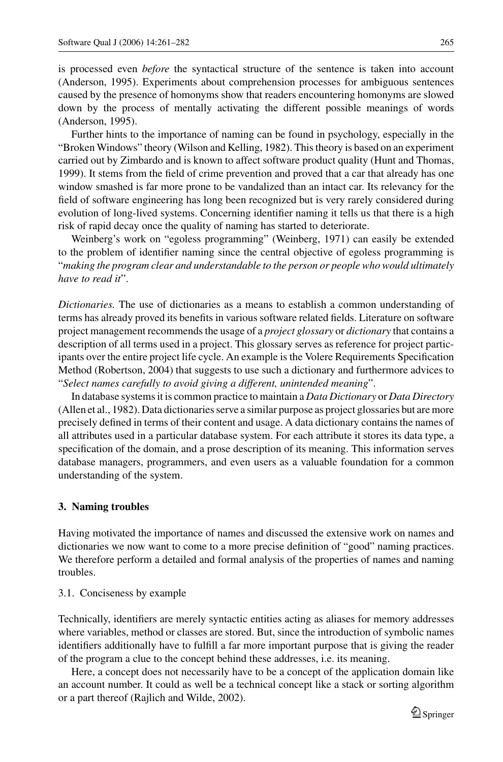is processed even *before* the syntactical structure of the sentence is taken into account (Anderson, 1995). Experiments about comprehension processes for ambiguous sentences caused by the presence of homonyms show that readers encountering homonyms are slowed down by the process of mentally activating the different possible meanings of words (Anderson, 1995).

Further hints to the importance of naming can be found in psychology, especially in the "Broken Windows" theory (Wilson and Kelling, 1982). This theory is based on an experiment carried out by Zimbardo and is known to affect software product quality (Hunt and Thomas, 1999). It stems from the field of crime prevention and proved that a car that already has one window smashed is far more prone to be vandalized than an intact car. Its relevancy for the field of software engineering has long been recognized but is very rarely considered during evolution of long-lived systems. Concerning identifier naming it tells us that there is a high risk of rapid decay once the quality of naming has started to deteriorate.

Weinberg's work on "egoless programming" (Weinberg, 1971) can easily be extended to the problem of identifier naming since the central objective of egoless programming is "*making the program clear and understandable to the person or people who would ultimately have to read it*".

*Dictionaries.* The use of dictionaries as a means to establish a common understanding of terms has already proved its benefits in various software related fields. Literature on software project management recommends the usage of a *project glossary* or *dictionary* that contains a description of all terms used in a project. This glossary serves as reference for project participants over the entire project life cycle. An example is the Volere Requirements Specification Method (Robertson, 2004) that suggests to use such a dictionary and furthermore advices to "*Select names carefully to avoid giving a different, unintended meaning*".

In database systems it is common practice to maintain a *Data Dictionary* or *Data Directory* (Allen et al., 1982). Data dictionaries serve a similar purpose as project glossaries but are more precisely defined in terms of their content and usage. A data dictionary contains the names of all attributes used in a particular database system. For each attribute it stores its data type, a specification of the domain, and a prose description of its meaning. This information serves database managers, programmers, and even users as a valuable foundation for a common understanding of the system.

## 3. Naming troubles

Having motivated the importance of names and discussed the extensive work on names and dictionaries we now want to come to a more precise definition of "good" naming practices. We therefore perform a detailed and formal analysis of the properties of names and naming troubles.

### 3.1. Conciseness by example

Technically, identifiers are merely syntactic entities acting as aliases for memory addresses where variables, method or classes are stored. But, since the introduction of symbolic names identifiers additionally have to fulfill a far more important purpose that is giving the reader of the program a clue to the concept behind these addresses, i.e. its meaning.

Here, a concept does not necessarily have to be a concept of the application domain like an account number. It could as well be a technical concept like a stack or sorting algorithm or a part thereof (Rajlich and Wilde, 2002).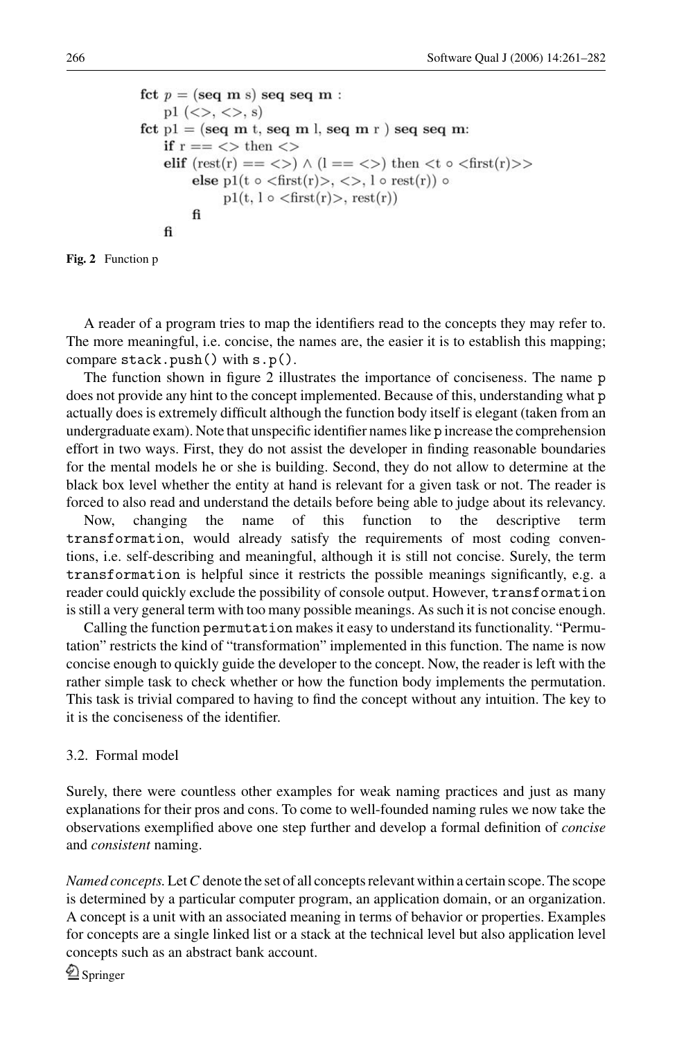```
fct p = (seq m s) seq seq m :
    p1 (<>, <>, s)
fct p1 = (seq m t, seq m l, seq m r ) seq seq m:
    if r == <> then <>
    elif (rest(r) == <>) ∧ (l == <>) then <t ∘ <first(r)>>
        else p1(t ∘ <first(r)>, <>, l ∘ rest(r)) ∘
             p1(t, l ∘ <first(r)>, rest(r))
        fi
    fi
```

**Fig. 2** Function p

A reader of a program tries to map the identifiers read to the concepts they may refer to. The more meaningful, i.e. concise, the names are, the easier it is to establish this mapping; compare `stack.push()` with `s.p()`.

The function shown in figure 2 illustrates the importance of conciseness. The name `p` does not provide any hint to the concept implemented. Because of this, understanding what `p` actually does is extremely difficult although the function body itself is elegant (taken from an undergraduate exam). Note that unspecific identifier names like `p` increase the comprehension effort in two ways. First, they do not assist the developer in finding reasonable boundaries for the mental models he or she is building. Second, they do not allow to determine at the black box level whether the entity at hand is relevant for a given task or not. The reader is forced to also read and understand the details before being able to judge about its relevancy.

Now, changing the name of this function to the descriptive term `transformation`, would already satisfy the requirements of most coding conventions, i.e. self-describing and meaningful, although it is still not concise. Surely, the term `transformation` is helpful since it restricts the possible meanings significantly, e.g. a reader could quickly exclude the possibility of console output. However, `transformation` is still a very general term with too many possible meanings. As such it is not concise enough.

Calling the function `permutation` makes it easy to understand its functionality. "Permutation" restricts the kind of "transformation" implemented in this function. The name is now concise enough to quickly guide the developer to the concept. Now, the reader is left with the rather simple task to check whether or how the function body implements the permutation. This task is trivial compared to having to find the concept without any intuition. The key to it is the conciseness of the identifier.

### 3.2. Formal model

Surely, there were countless other examples for weak naming practices and just as many explanations for their pros and cons. To come to well-founded naming rules we now take the observations exemplified above one step further and develop a formal definition of *concise* and *consistent* naming.

*Named concepts.* Let $C$ denote the set of all concepts relevant within a certain scope. The scope is determined by a particular computer program, an application domain, or an organization. A concept is a unit with an associated meaning in terms of behavior or properties. Examples for concepts are a single linked list or a stack at the technical level but also application level concepts such as an abstract bank account.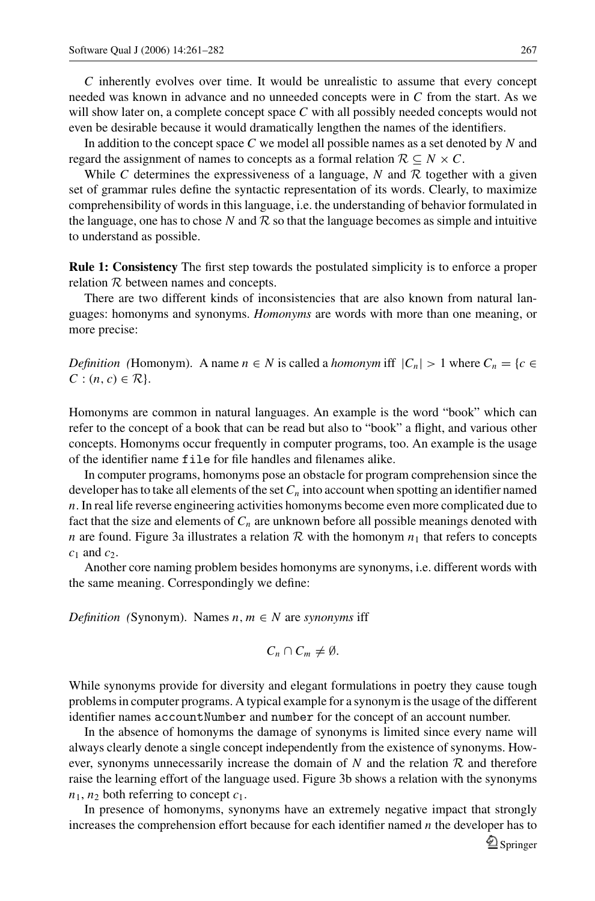$C$ inherently evolves over time. It would be unrealistic to assume that every concept needed was known in advance and no unneeded concepts were in $C$ from the start. As we will show later on, a complete concept space $C$ with all possibly needed concepts would not even be desirable because it would dramatically lengthen the names of the identifiers.

In addition to the concept space $C$ we model all possible names as a set denoted by $N$ and regard the assignment of names to concepts as a formal relation $\mathcal{R} \subseteq N \times C$.

While $C$ determines the expressiveness of a language, $N$ and $\mathcal{R}$ together with a given set of grammar rules define the syntactic representation of its words. Clearly, to maximize comprehensibility of words in this language, i.e. the understanding of behavior formulated in the language, one has to chose $N$ and $\mathcal{R}$ so that the language becomes as simple and intuitive to understand as possible.

**Rule 1: Consistency** The first step towards the postulated simplicity is to enforce a proper relation $\mathcal{R}$ between names and concepts.

There are two different kinds of inconsistencies that are also known from natural languages: homonyms and synonyms. *Homonyms* are words with more than one meaning, or more precise:

*Definition (*Homonym). A name $n \in N$ is called a *homonym* iff $|C_n| > 1$ where $C_n = \{c \in C : (n, c) \in \mathcal{R}\}$.

Homonyms are common in natural languages. An example is the word "book" which can refer to the concept of a book that can be read but also to "book" a flight, and various other concepts. Homonyms occur frequently in computer programs, too. An example is the usage of the identifier name `file` for file handles and filenames alike.

In computer programs, homonyms pose an obstacle for program comprehension since the developer has to take all elements of the set $C_n$ into account when spotting an identifier named $n$. In real life reverse engineering activities homonyms become even more complicated due to fact that the size and elements of $C_n$ are unknown before all possible meanings denoted with $n$ are found. Figure 3a illustrates a relation $\mathcal{R}$ with the homonym $n_1$ that refers to concepts $c_1$ and $c_2$.

Another core naming problem besides homonyms are synonyms, i.e. different words with the same meaning. Correspondingly we define:

*Definition (*Synonym). Names $n, m \in N$ are *synonyms* iff

$$C_n \cap C_m \neq \emptyset.$$

While synonyms provide for diversity and elegant formulations in poetry they cause tough problems in computer programs. A typical example for a synonym is the usage of the different identifier names `accountNumber` and `number` for the concept of an account number.

In the absence of homonyms the damage of synonyms is limited since every name will always clearly denote a single concept independently from the existence of synonyms. However, synonyms unnecessarily increase the domain of $N$ and the relation $\mathcal{R}$ and therefore raise the learning effort of the language used. Figure 3b shows a relation with the synonyms $n_1$, $n_2$ both referring to concept $c_1$.

In presence of homonyms, synonyms have an extremely negative impact that strongly increases the comprehension effort because for each identifier named $n$ the developer has to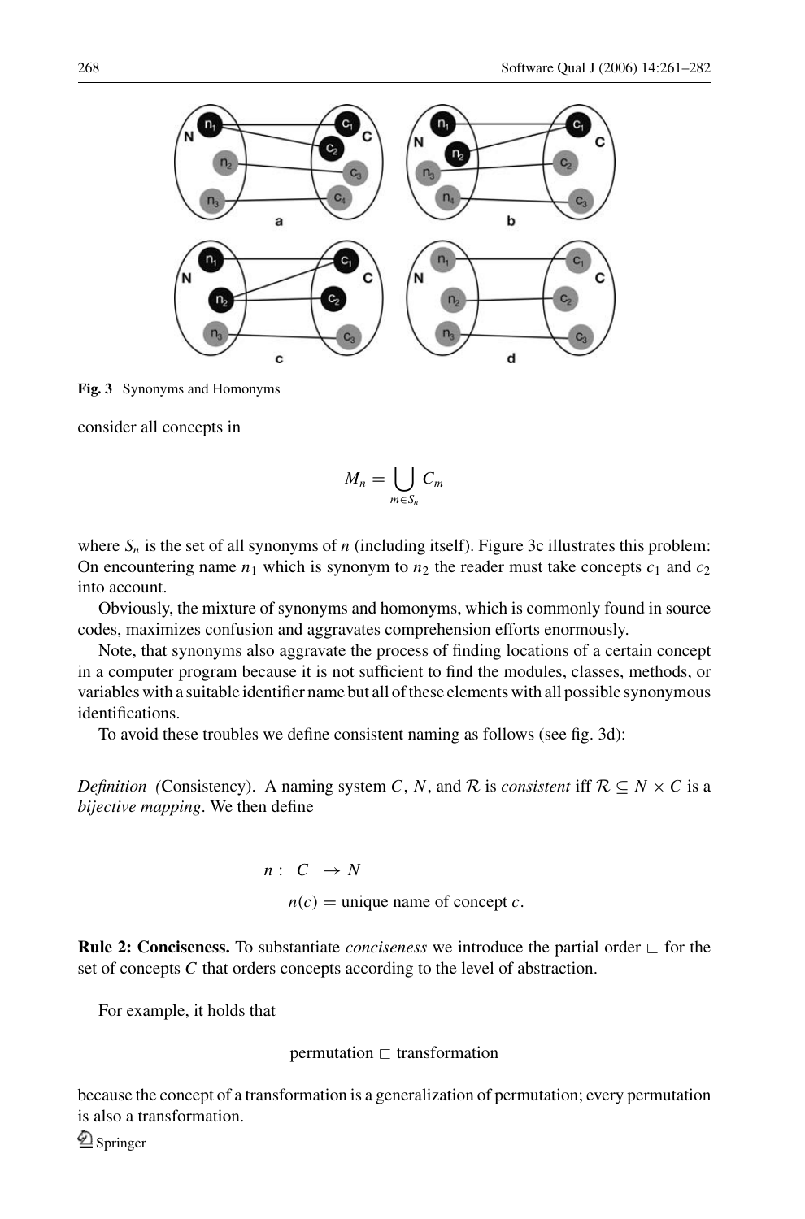Fig. 3 Synonyms and Homonyms

consider all concepts in

$$M_n = \bigcup_{m \in S_n} C_m$$

where $S_n$ is the set of all synonyms of $n$ (including itself). Figure 3c illustrates this problem: On encountering name $n_1$ which is synonym to $n_2$ the reader must take concepts $c_1$ and $c_2$ into account.

Obviously, the mixture of synonyms and homonyms, which is commonly found in source codes, maximizes confusion and aggravates comprehension efforts enormously.

Note, that synonyms also aggravate the process of finding locations of a certain concept in a computer program because it is not sufficient to find the modules, classes, methods, or variables with a suitable identifier name but all of these elements with all possible synonymous identifications.

To avoid these troubles we define consistent naming as follows (see fig. 3d):

*Definition (*Consistency). A naming system $C$, $N$, and $\mathcal{R}$ is *consistent* iff $\mathcal{R} \subseteq N \times C$ is a *bijective mapping*. We then define

$$n : C \rightarrow N$$

$$n(c) = \text{unique name of concept } c.$$

**Rule 2: Conciseness.** To substantiate *conciseness* we introduce the partial order $\sqsubset$ for the set of concepts $C$ that orders concepts according to the level of abstraction.

For example, it holds that

$$\text{permutation} \sqsubset \text{transformation}$$

because the concept of a transformation is a generalization of permutation; every permutation is also a transformation.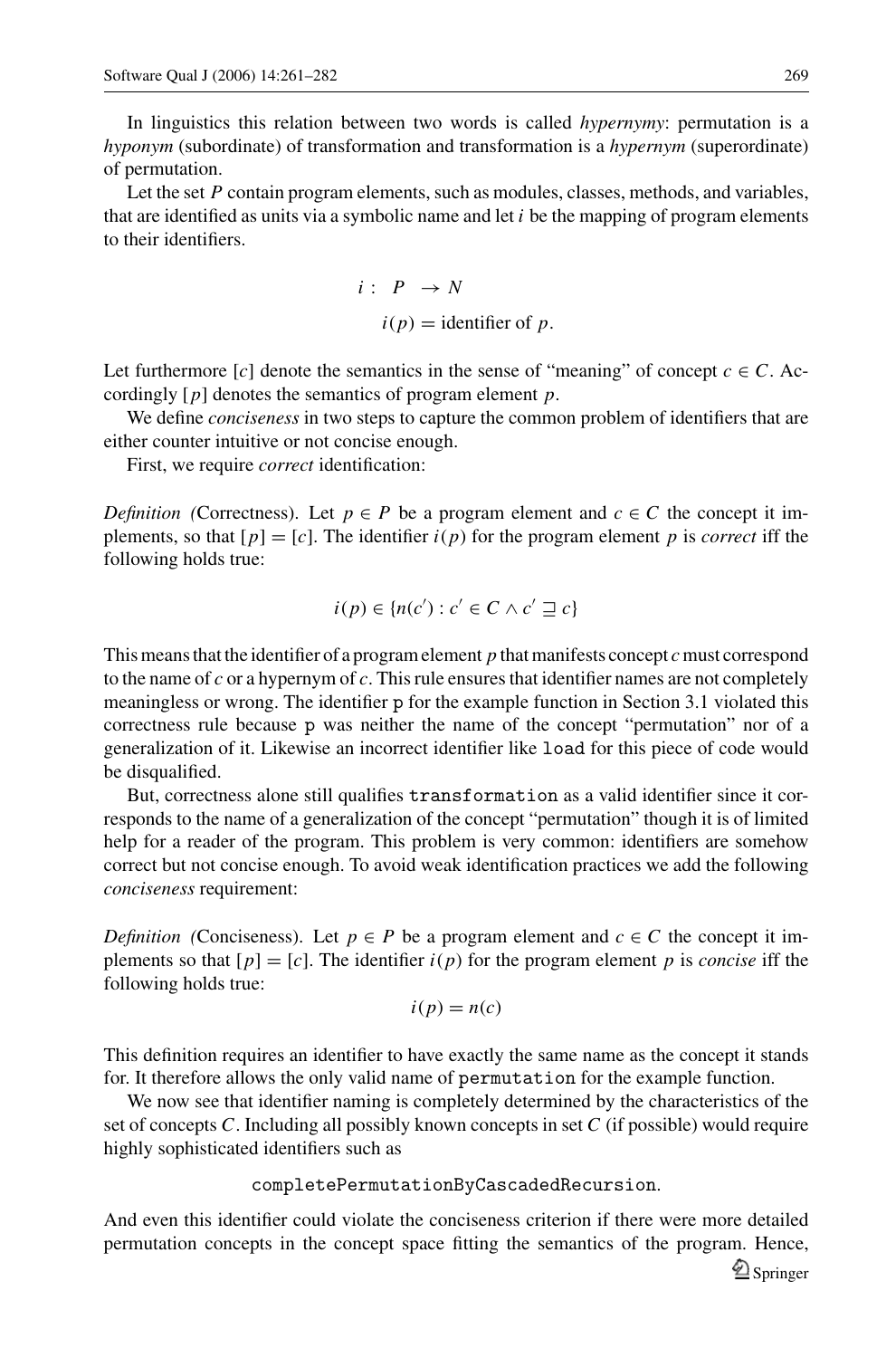In linguistics this relation between two words is called *hypernymy*: permutation is a *hyponym* (subordinate) of transformation and transformation is a *hypernym* (superordinate) of permutation.

Let the set $P$ contain program elements, such as modules, classes, methods, and variables, that are identified as units via a symbolic name and let $i$ be the mapping of program elements to their identifiers.

$$i : P \rightarrow N$$
$$i(p) = \text{identifier of } p.$$

Let furthermore $[c]$ denote the semantics in the sense of "meaning" of concept $c \in C$. Accordingly $[p]$ denotes the semantics of program element $p$.

We define *conciseness* in two steps to capture the common problem of identifiers that are either counter intuitive or not concise enough.

First, we require *correct* identification:

*Definition (*Correctness). Let $p \in P$ be a program element and $c \in C$ the concept it implements, so that $[p] = [c]$. The identifier $i(p)$ for the program element $p$ is *correct* iff the following holds true:

$$i(p) \in \{n(c') : c' \in C \wedge c' \sqsupseteq c\}$$

This means that the identifier of a program element $p$ that manifests concept $c$ must correspond to the name of $c$ or a hypernym of $c$. This rule ensures that identifier names are not completely meaningless or wrong. The identifier `p` for the example function in Section 3.1 violated this correctness rule because `p` was neither the name of the concept "permutation" nor of a generalization of it. Likewise an incorrect identifier like `load` for this piece of code would be disqualified.

But, correctness alone still qualifies `transformation` as a valid identifier since it corresponds to the name of a generalization of the concept "permutation" though it is of limited help for a reader of the program. This problem is very common: identifiers are somehow correct but not concise enough. To avoid weak identification practices we add the following *conciseness* requirement:

*Definition (*Conciseness). Let $p \in P$ be a program element and $c \in C$ the concept it implements so that $[p] = [c]$. The identifier $i(p)$ for the program element $p$ is *concise* iff the following holds true:

$$i(p) = n(c)$$

This definition requires an identifier to have exactly the same name as the concept it stands for. It therefore allows the only valid name of `permutation` for the example function.

We now see that identifier naming is completely determined by the characteristics of the set of concepts $C$. Including all possibly known concepts in set $C$ (if possible) would require highly sophisticated identifiers such as

`completePermutationByCascadedRecursion`.

And even this identifier could violate the conciseness criterion if there were more detailed permutation concepts in the concept space fitting the semantics of the program. Hence,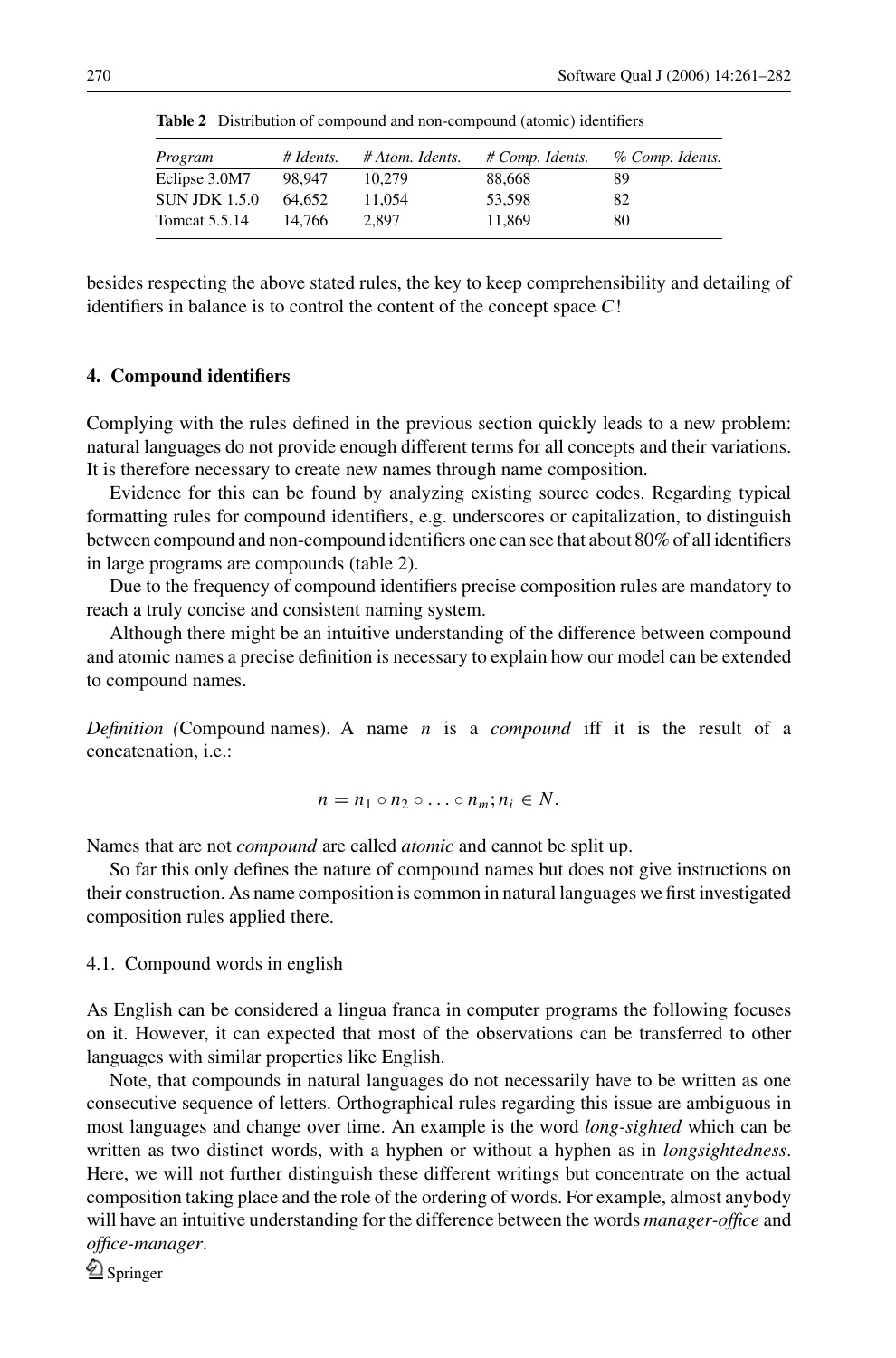**Table 2** Distribution of compound and non-compound (atomic) identifiers

| *Program* | *# Idents.* | *# Atom. Idents.* | *# Comp. Idents.* | *% Comp. Idents.* |
|---|---|---|---|---|
| Eclipse 3.0M7 | 98,947 | 10,279 | 88,668 | 89 |
| SUN JDK 1.5.0 | 64,652 | 11,054 | 53,598 | 82 |
| Tomcat 5.5.14 | 14,766 | 2,897 | 11,869 | 80 |

besides respecting the above stated rules, the key to keep comprehensibility and detailing of identifiers in balance is to control the content of the concept space $C$!

## 4. Compound identifiers

Complying with the rules defined in the previous section quickly leads to a new problem: natural languages do not provide enough different terms for all concepts and their variations. It is therefore necessary to create new names through name composition.

Evidence for this can be found by analyzing existing source codes. Regarding typical formatting rules for compound identifiers, e.g. underscores or capitalization, to distinguish between compound and non-compound identifiers one can see that about 80% of all identifiers in large programs are compounds (table 2).

Due to the frequency of compound identifiers precise composition rules are mandatory to reach a truly concise and consistent naming system.

Although there might be an intuitive understanding of the difference between compound and atomic names a precise definition is necessary to explain how our model can be extended to compound names.

*Definition (*Compound names). A name $n$ is a *compound* iff it is the result of a concatenation, i.e.:

$$n = n_1 \circ n_2 \circ \ldots \circ n_m; n_i \in N.$$

Names that are not *compound* are called *atomic* and cannot be split up.

So far this only defines the nature of compound names but does not give instructions on their construction. As name composition is common in natural languages we first investigated composition rules applied there.

### 4.1. Compound words in english

As English can be considered a lingua franca in computer programs the following focuses on it. However, it can expected that most of the observations can be transferred to other languages with similar properties like English.

Note, that compounds in natural languages do not necessarily have to be written as one consecutive sequence of letters. Orthographical rules regarding this issue are ambiguous in most languages and change over time. An example is the word *long-sighted* which can be written as two distinct words, with a hyphen or without a hyphen as in *longsightedness*. Here, we will not further distinguish these different writings but concentrate on the actual composition taking place and the role of the ordering of words. For example, almost anybody will have an intuitive understanding for the difference between the words *manager-office* and *office-manager*.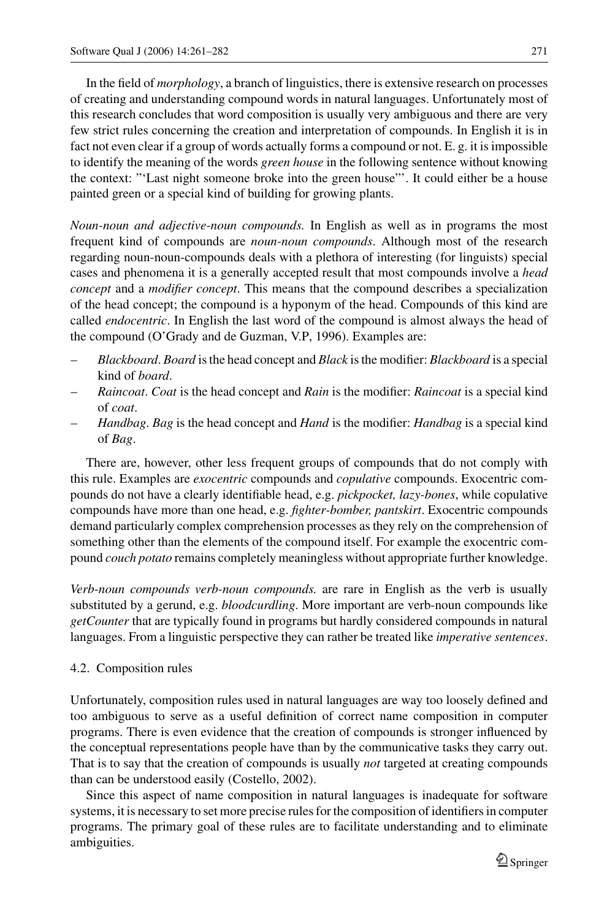In the field of *morphology*, a branch of linguistics, there is extensive research on processes of creating and understanding compound words in natural languages. Unfortunately most of this research concludes that word composition is usually very ambiguous and there are very few strict rules concerning the creation and interpretation of compounds. In English it is in fact not even clear if a group of words actually forms a compound or not. E. g. it is impossible to identify the meaning of the words *green house* in the following sentence without knowing the context: "'Last night someone broke into the green house"'. It could either be a house painted green or a special kind of building for growing plants.

*Noun-noun and adjective-noun compounds.* In English as well as in programs the most frequent kind of compounds are *noun-noun compounds*. Although most of the research regarding noun-noun-compounds deals with a plethora of interesting (for linguists) special cases and phenomena it is a generally accepted result that most compounds involve a *head concept* and a *modifier concept*. This means that the compound describes a specialization of the head concept; the compound is a hyponym of the head. Compounds of this kind are called *endocentric*. In English the last word of the compound is almost always the head of the compound (O'Grady and de Guzman, V.P, 1996). Examples are:

- *Blackboard*. *Board* is the head concept and *Black* is the modifier: *Blackboard* is a special kind of *board*.
- *Raincoat*. *Coat* is the head concept and *Rain* is the modifier: *Raincoat* is a special kind of *coat*.
- *Handbag*. *Bag* is the head concept and *Hand* is the modifier: *Handbag* is a special kind of *Bag*.

There are, however, other less frequent groups of compounds that do not comply with this rule. Examples are *exocentric* compounds and *copulative* compounds. Exocentric compounds do not have a clearly identifiable head, e.g. *pickpocket, lazy-bones*, while copulative compounds have more than one head, e.g. *fighter-bomber, pantskirt*. Exocentric compounds demand particularly complex comprehension processes as they rely on the comprehension of something other than the elements of the compound itself. For example the exocentric compound *couch potato* remains completely meaningless without appropriate further knowledge.

*Verb-noun compounds verb-noun compounds.* are rare in English as the verb is usually substituted by a gerund, e.g. *bloodcurdling*. More important are verb-noun compounds like *getCounter* that are typically found in programs but hardly considered compounds in natural languages. From a linguistic perspective they can rather be treated like *imperative sentences*.

### 4.2. Composition rules

Unfortunately, composition rules used in natural languages are way too loosely defined and too ambiguous to serve as a useful definition of correct name composition in computer programs. There is even evidence that the creation of compounds is stronger influenced by the conceptual representations people have than by the communicative tasks they carry out. That is to say that the creation of compounds is usually *not* targeted at creating compounds than can be understood easily (Costello, 2002).

Since this aspect of name composition in natural languages is inadequate for software systems, it is necessary to set more precise rules for the composition of identifiers in computer programs. The primary goal of these rules are to facilitate understanding and to eliminate ambiguities.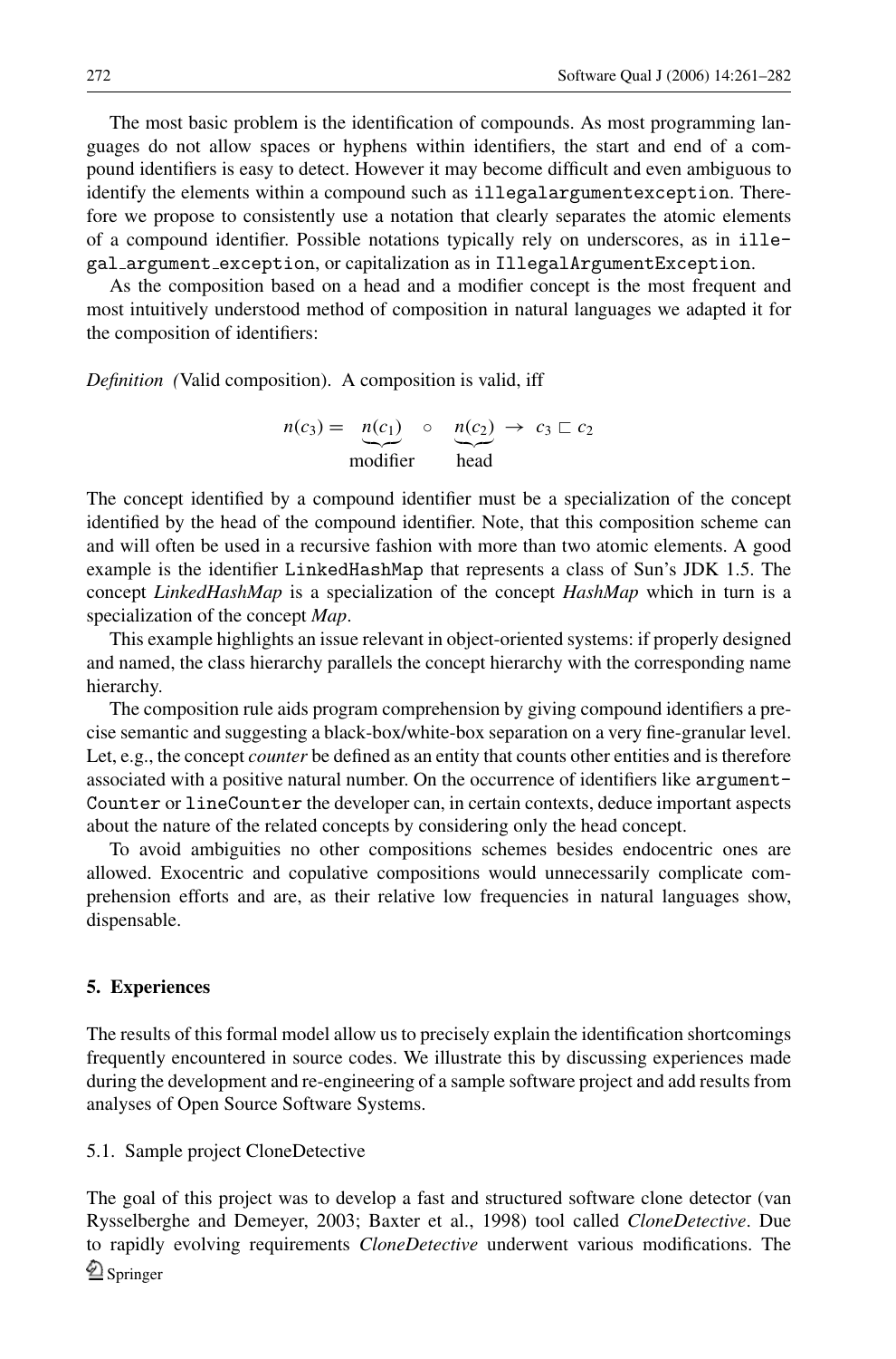The most basic problem is the identification of compounds. As most programming languages do not allow spaces or hyphens within identifiers, the start and end of a compound identifiers is easy to detect. However it may become difficult and even ambiguous to identify the elements within a compound such as `illegalargumentexception`. Therefore we propose to consistently use a notation that clearly separates the atomic elements of a compound identifier. Possible notations typically rely on underscores, as in `illegal_argument_exception`, or capitalization as in `IllegalArgumentException`.

As the composition based on a head and a modifier concept is the most frequent and most intuitively understood method of composition in natural languages we adapted it for the composition of identifiers:

*Definition (*Valid composition). A composition is valid, iff

$$n(c_3) = \underbrace{n(c_1)}_{\text{modifier}} \circ \underbrace{n(c_2)}_{\text{head}} \rightarrow c_3 \sqsubset c_2$$

The concept identified by a compound identifier must be a specialization of the concept identified by the head of the compound identifier. Note, that this composition scheme can and will often be used in a recursive fashion with more than two atomic elements. A good example is the identifier `LinkedHashMap` that represents a class of Sun's JDK 1.5. The concept *LinkedHashMap* is a specialization of the concept *HashMap* which in turn is a specialization of the concept *Map*.

This example highlights an issue relevant in object-oriented systems: if properly designed and named, the class hierarchy parallels the concept hierarchy with the corresponding name hierarchy.

The composition rule aids program comprehension by giving compound identifiers a precise semantic and suggesting a black-box/white-box separation on a very fine-granular level. Let, e.g., the concept *counter* be defined as an entity that counts other entities and is therefore associated with a positive natural number. On the occurrence of identifiers like `argumentCounter` or `lineCounter` the developer can, in certain contexts, deduce important aspects about the nature of the related concepts by considering only the head concept.

To avoid ambiguities no other compositions schemes besides endocentric ones are allowed. Exocentric and copulative compositions would unnecessarily complicate comprehension efforts and are, as their relative low frequencies in natural languages show, dispensable.

## 5. Experiences

The results of this formal model allow us to precisely explain the identification shortcomings frequently encountered in source codes. We illustrate this by discussing experiences made during the development and re-engineering of a sample software project and add results from analyses of Open Source Software Systems.

### 5.1. Sample project CloneDetective

The goal of this project was to develop a fast and structured software clone detector (van Rysselberghe and Demeyer, 2003; Baxter et al., 1998) tool called *CloneDetective*. Due to rapidly evolving requirements *CloneDetective* underwent various modifications. The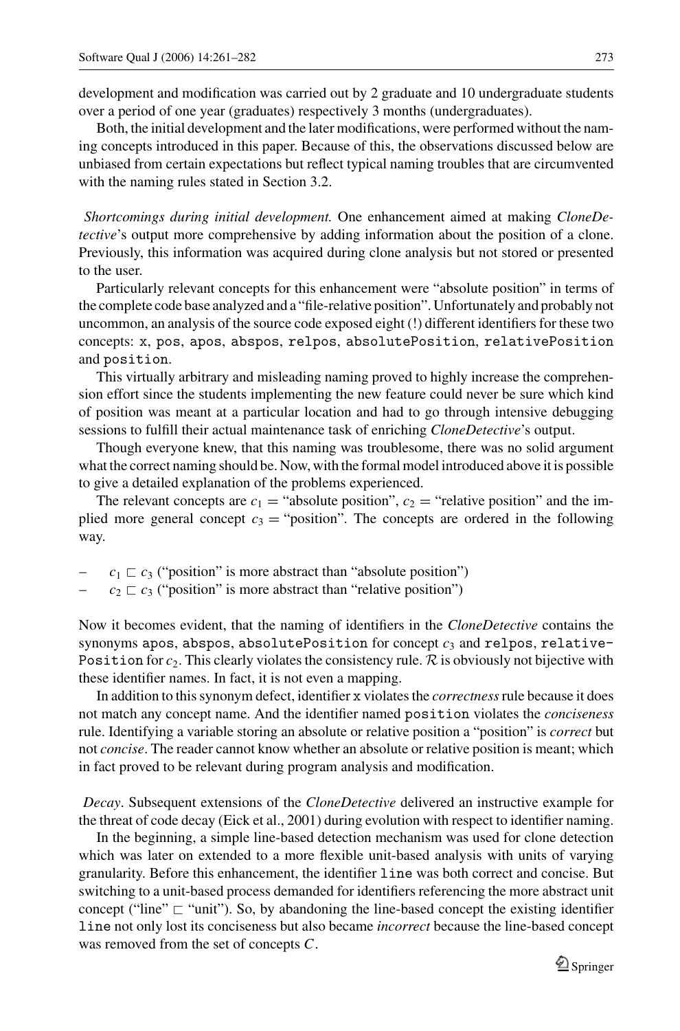development and modification was carried out by 2 graduate and 10 undergraduate students over a period of one year (graduates) respectively 3 months (undergraduates).

Both, the initial development and the later modifications, were performed without the naming concepts introduced in this paper. Because of this, the observations discussed below are unbiased from certain expectations but reflect typical naming troubles that are circumvented with the naming rules stated in Section 3.2.

*Shortcomings during initial development.* One enhancement aimed at making *CloneDetective*'s output more comprehensive by adding information about the position of a clone. Previously, this information was acquired during clone analysis but not stored or presented to the user.

Particularly relevant concepts for this enhancement were "absolute position" in terms of the complete code base analyzed and a "file-relative position". Unfortunately and probably not uncommon, an analysis of the source code exposed eight (!) different identifiers for these two concepts: `x`, `pos`, `apos`, `abspos`, `relpos`, `absolutePosition`, `relativePosition` and `position`.

This virtually arbitrary and misleading naming proved to highly increase the comprehension effort since the students implementing the new feature could never be sure which kind of position was meant at a particular location and had to go through intensive debugging sessions to fulfill their actual maintenance task of enriching *CloneDetective*'s output.

Though everyone knew, that this naming was troublesome, there was no solid argument what the correct naming should be. Now, with the formal model introduced above it is possible to give a detailed explanation of the problems experienced.

The relevant concepts are $c_1$ = "absolute position", $c_2$ = "relative position" and the implied more general concept $c_3$ = "position". The concepts are ordered in the following way.

– $c_1 \sqsubset c_3$ ("position" is more abstract than "absolute position")
– $c_2 \sqsubset c_3$ ("position" is more abstract than "relative position")

Now it becomes evident, that the naming of identifiers in the *CloneDetective* contains the synonyms `apos`, `abspos`, `absolutePosition` for concept $c_3$ and `relpos`, `relativePosition` for $c_2$. This clearly violates the consistency rule. $\mathcal{R}$ is obviously not bijective with these identifier names. In fact, it is not even a mapping.

In addition to this synonym defect, identifier `x` violates the *correctness* rule because it does not match any concept name. And the identifier named `position` violates the *conciseness* rule. Identifying a variable storing an absolute or relative position a "position" is *correct* but not *concise*. The reader cannot know whether an absolute or relative position is meant; which in fact proved to be relevant during program analysis and modification.

*Decay*. Subsequent extensions of the *CloneDetective* delivered an instructive example for the threat of code decay (Eick et al., 2001) during evolution with respect to identifier naming.

In the beginning, a simple line-based detection mechanism was used for clone detection which was later on extended to a more flexible unit-based analysis with units of varying granularity. Before this enhancement, the identifier `line` was both correct and concise. But switching to a unit-based process demanded for identifiers referencing the more abstract unit concept ("line" $\sqsubset$ "unit"). So, by abandoning the line-based concept the existing identifier `line` not only lost its conciseness but also became *incorrect* because the line-based concept was removed from the set of concepts $C$.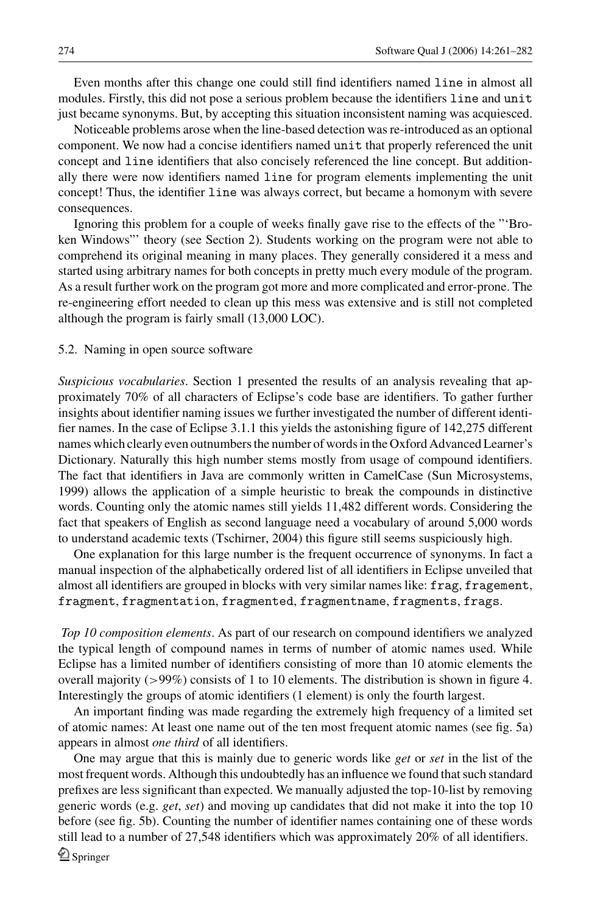Even months after this change one could still find identifiers named `line` in almost all modules. Firstly, this did not pose a serious problem because the identifiers `line` and `unit` just became synonyms. But, by accepting this situation inconsistent naming was acquiesced.

Noticeable problems arose when the line-based detection was re-introduced as an optional component. We now had a concise identifiers named `unit` that properly referenced the unit concept and `line` identifiers that also concisely referenced the line concept. But additionally there were now identifiers named `line` for program elements implementing the unit concept! Thus, the identifier `line` was always correct, but became a homonym with severe consequences.

Ignoring this problem for a couple of weeks finally gave rise to the effects of the "'Broken Windows"' theory (see Section 2). Students working on the program were not able to comprehend its original meaning in many places. They generally considered it a mess and started using arbitrary names for both concepts in pretty much every module of the program. As a result further work on the program got more and more complicated and error-prone. The re-engineering effort needed to clean up this mess was extensive and is still not completed although the program is fairly small (13,000 LOC).

### 5.2. Naming in open source software

*Suspicious vocabularies*. Section 1 presented the results of an analysis revealing that approximately 70% of all characters of Eclipse's code base are identifiers. To gather further insights about identifier naming issues we further investigated the number of different identifier names. In the case of Eclipse 3.1.1 this yields the astonishing figure of 142,275 different names which clearly even outnumbers the number of words in the Oxford Advanced Learner's Dictionary. Naturally this high number stems mostly from usage of compound identifiers. The fact that identifiers in Java are commonly written in CamelCase (Sun Microsystems, 1999) allows the application of a simple heuristic to break the compounds in distinctive words. Counting only the atomic names still yields 11,482 different words. Considering the fact that speakers of English as second language need a vocabulary of around 5,000 words to understand academic texts (Tschirner, 2004) this figure still seems suspiciously high.

One explanation for this large number is the frequent occurrence of synonyms. In fact a manual inspection of the alphabetically ordered list of all identifiers in Eclipse unveiled that almost all identifiers are grouped in blocks with very similar names like: `frag`, `fragement`, `fragment`, `fragmentation`, `fragmented`, `fragmentname`, `fragments`, `frags`.

*Top 10 composition elements*. As part of our research on compound identifiers we analyzed the typical length of compound names in terms of number of atomic names used. While Eclipse has a limited number of identifiers consisting of more than 10 atomic elements the overall majority (>99%) consists of 1 to 10 elements. The distribution is shown in figure 4. Interestingly the groups of atomic identifiers (1 element) is only the fourth largest.

An important finding was made regarding the extremely high frequency of a limited set of atomic names: At least one name out of the ten most frequent atomic names (see fig. 5a) appears in almost *one third* of all identifiers.

One may argue that this is mainly due to generic words like *get* or *set* in the list of the most frequent words. Although this undoubtedly has an influence we found that such standard prefixes are less significant than expected. We manually adjusted the top-10-list by removing generic words (e.g. *get*, *set*) and moving up candidates that did not make it into the top 10 before (see fig. 5b). Counting the number of identifier names containing one of these words still lead to a number of 27,548 identifiers which was approximately 20% of all identifiers.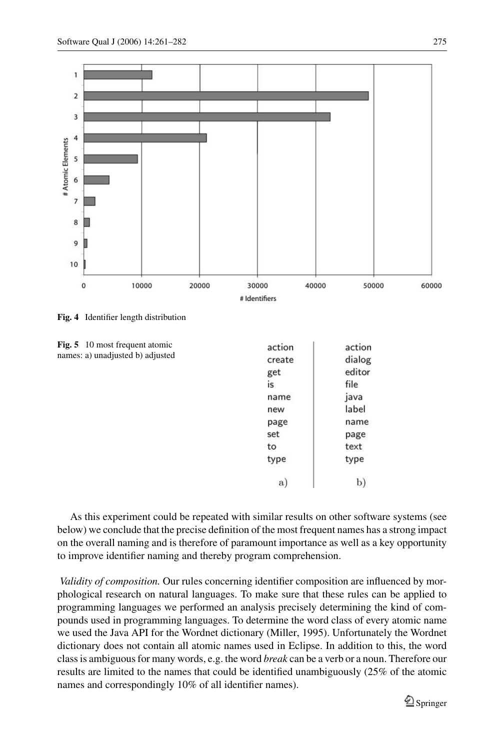**Fig. 4** Identifier length distribution

**Fig. 5** 10 most frequent atomic names: a) unadjusted b) adjusted

| a) | b) |
|---|---|
| action | action |
| create | dialog |
| get | editor |
| is | file |
| name | java |
| new | label |
| page | name |
| set | page |
| to | text |
| type | type |

As this experiment could be repeated with similar results on other software systems (see below) we conclude that the precise definition of the most frequent names has a strong impact on the overall naming and is therefore of paramount importance as well as a key opportunity to improve identifier naming and thereby program comprehension.

*Validity of composition.* Our rules concerning identifier composition are influenced by morphological research on natural languages. To make sure that these rules can be applied to programming languages we performed an analysis precisely determining the kind of compounds used in programming languages. To determine the word class of every atomic name we used the Java API for the Wordnet dictionary (Miller, 1995). Unfortunately the Wordnet dictionary does not contain all atomic names used in Eclipse. In addition to this, the word class is ambiguous for many words, e.g. the word *break* can be a verb or a noun. Therefore our results are limited to the names that could be identified unambiguously (25% of the atomic names and correspondingly 10% of all identifier names).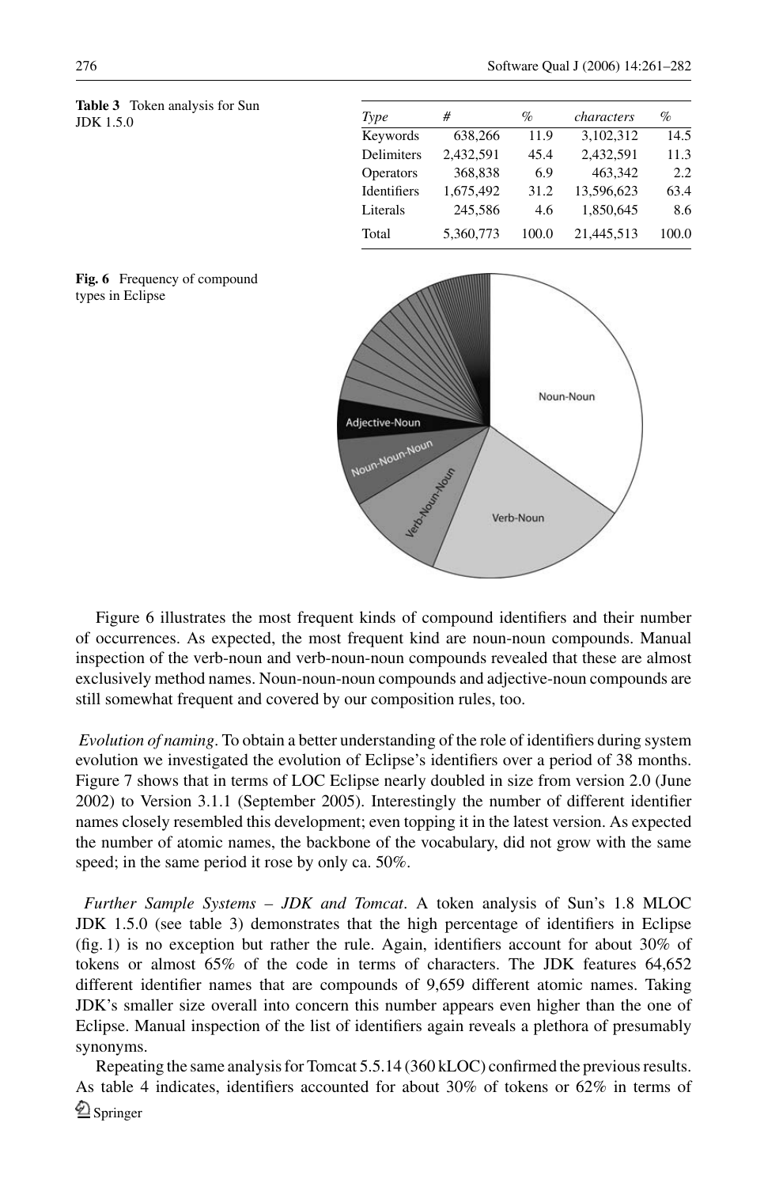**Table 3** Token analysis for Sun JDK 1.5.0

| *Type* | # | % | *characters* | % |
|---|---|---|---|---|
| Keywords | 638,266 | 11.9 | 3,102,312 | 14.5 |
| Delimiters | 2,432,591 | 45.4 | 2,432,591 | 11.3 |
| Operators | 368,838 | 6.9 | 463,342 | 2.2 |
| Identifiers | 1,675,492 | 31.2 | 13,596,623 | 63.4 |
| Literals | 245,586 | 4.6 | 1,850,645 | 8.6 |
| Total | 5,360,773 | 100.0 | 21,445,513 | 100.0 |

**Fig. 6** Frequency of compound types in Eclipse

Figure 6 illustrates the most frequent kinds of compound identifiers and their number of occurrences. As expected, the most frequent kind are noun-noun compounds. Manual inspection of the verb-noun and verb-noun-noun compounds revealed that these are almost exclusively method names. Noun-noun-noun compounds and adjective-noun compounds are still somewhat frequent and covered by our composition rules, too.

*Evolution of naming*. To obtain a better understanding of the role of identifiers during system evolution we investigated the evolution of Eclipse's identifiers over a period of 38 months. Figure 7 shows that in terms of LOC Eclipse nearly doubled in size from version 2.0 (June 2002) to Version 3.1.1 (September 2005). Interestingly the number of different identifier names closely resembled this development; even topping it in the latest version. As expected the number of atomic names, the backbone of the vocabulary, did not grow with the same speed; in the same period it rose by only ca. 50%.

*Further Sample Systems – JDK and Tomcat*. A token analysis of Sun's 1.8 MLOC JDK 1.5.0 (see table 3) demonstrates that the high percentage of identifiers in Eclipse (fig. 1) is no exception but rather the rule. Again, identifiers account for about 30% of tokens or almost 65% of the code in terms of characters. The JDK features 64,652 different identifier names that are compounds of 9,659 different atomic names. Taking JDK's smaller size overall into concern this number appears even higher than the one of Eclipse. Manual inspection of the list of identifiers again reveals a plethora of presumably synonyms.

Repeating the same analysis for Tomcat 5.5.14 (360 kLOC) confirmed the previous results. As table 4 indicates, identifiers accounted for about 30% of tokens or 62% in terms of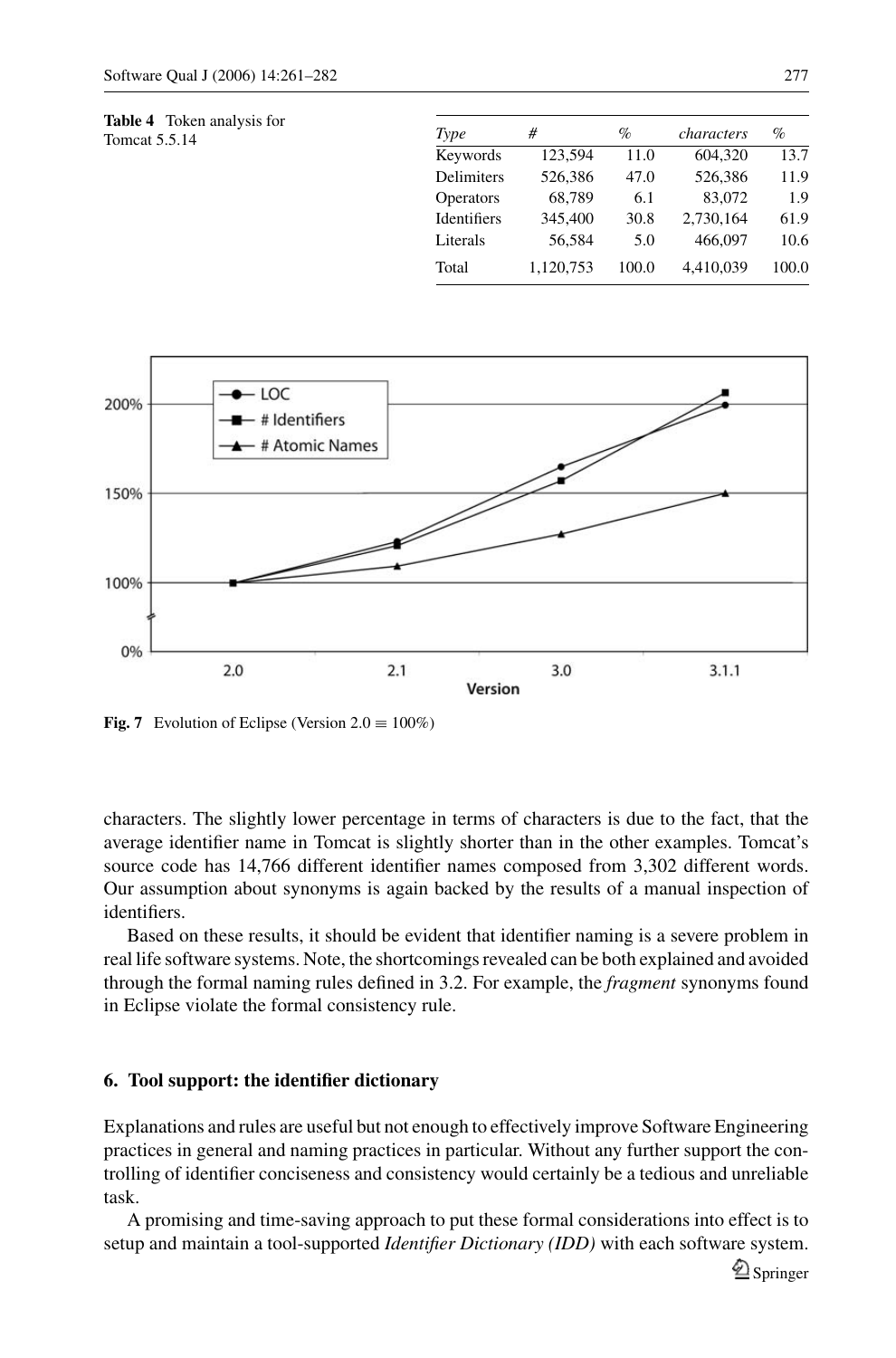**Table 4** Token analysis for Tomcat 5.5.14

| *Type* | # | % | *characters* | % |
|---|---|---|---|---|
| Keywords | 123,594 | 11.0 | 604,320 | 13.7 |
| Delimiters | 526,386 | 47.0 | 526,386 | 11.9 |
| Operators | 68,789 | 6.1 | 83,072 | 1.9 |
| Identifiers | 345,400 | 30.8 | 2,730,164 | 61.9 |
| Literals | 56,584 | 5.0 | 466,097 | 10.6 |
| Total | 1,120,753 | 100.0 | 4,410,039 | 100.0 |

**Fig. 7** Evolution of Eclipse (Version 2.0 ≡ 100%)

characters. The slightly lower percentage in terms of characters is due to the fact, that the average identifier name in Tomcat is slightly shorter than in the other examples. Tomcat's source code has 14,766 different identifier names composed from 3,302 different words. Our assumption about synonyms is again backed by the results of a manual inspection of identifiers.

Based on these results, it should be evident that identifier naming is a severe problem in real life software systems. Note, the shortcomings revealed can be both explained and avoided through the formal naming rules defined in 3.2. For example, the *fragment* synonyms found in Eclipse violate the formal consistency rule.

## 6. Tool support: the identifier dictionary

Explanations and rules are useful but not enough to effectively improve Software Engineering practices in general and naming practices in particular. Without any further support the controlling of identifier conciseness and consistency would certainly be a tedious and unreliable task.

A promising and time-saving approach to put these formal considerations into effect is to setup and maintain a tool-supported *Identifier Dictionary (IDD)* with each software system.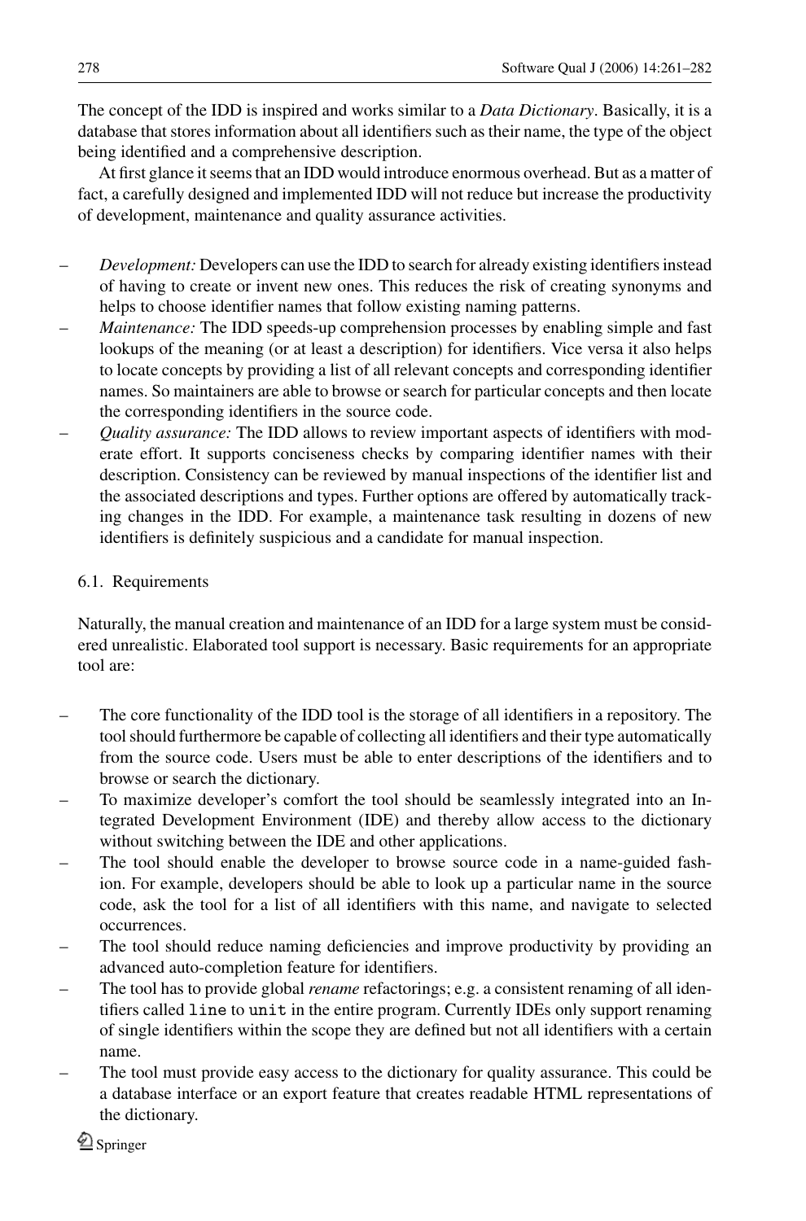The concept of the IDD is inspired and works similar to a *Data Dictionary*. Basically, it is a database that stores information about all identifiers such as their name, the type of the object being identified and a comprehensive description.

At first glance it seems that an IDD would introduce enormous overhead. But as a matter of fact, a carefully designed and implemented IDD will not reduce but increase the productivity of development, maintenance and quality assurance activities.

- *Development:* Developers can use the IDD to search for already existing identifiers instead of having to create or invent new ones. This reduces the risk of creating synonyms and helps to choose identifier names that follow existing naming patterns.
- *Maintenance:* The IDD speeds-up comprehension processes by enabling simple and fast lookups of the meaning (or at least a description) for identifiers. Vice versa it also helps to locate concepts by providing a list of all relevant concepts and corresponding identifier names. So maintainers are able to browse or search for particular concepts and then locate the corresponding identifiers in the source code.
- *Quality assurance:* The IDD allows to review important aspects of identifiers with moderate effort. It supports conciseness checks by comparing identifier names with their description. Consistency can be reviewed by manual inspections of the identifier list and the associated descriptions and types. Further options are offered by automatically tracking changes in the IDD. For example, a maintenance task resulting in dozens of new identifiers is definitely suspicious and a candidate for manual inspection.

### 6.1. Requirements

Naturally, the manual creation and maintenance of an IDD for a large system must be considered unrealistic. Elaborated tool support is necessary. Basic requirements for an appropriate tool are:

- The core functionality of the IDD tool is the storage of all identifiers in a repository. The tool should furthermore be capable of collecting all identifiers and their type automatically from the source code. Users must be able to enter descriptions of the identifiers and to browse or search the dictionary.
- To maximize developer's comfort the tool should be seamlessly integrated into an Integrated Development Environment (IDE) and thereby allow access to the dictionary without switching between the IDE and other applications.
- The tool should enable the developer to browse source code in a name-guided fashion. For example, developers should be able to look up a particular name in the source code, ask the tool for a list of all identifiers with this name, and navigate to selected occurrences.
- The tool should reduce naming deficiencies and improve productivity by providing an advanced auto-completion feature for identifiers.
- The tool has to provide global *rename* refactorings; e.g. a consistent renaming of all identifiers called `line` to `unit` in the entire program. Currently IDEs only support renaming of single identifiers within the scope they are defined but not all identifiers with a certain name.
- The tool must provide easy access to the dictionary for quality assurance. This could be a database interface or an export feature that creates readable HTML representations of the dictionary.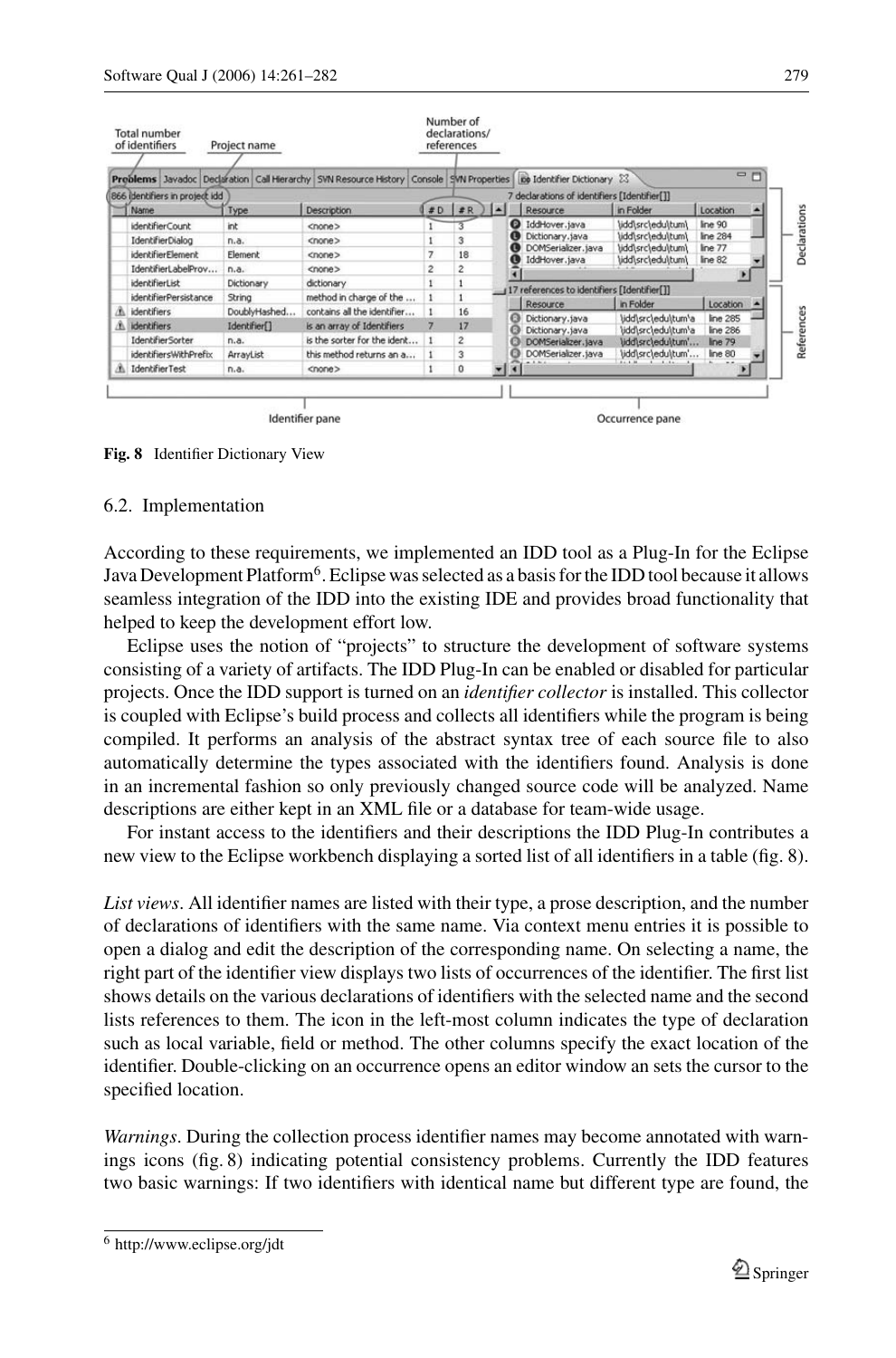Total number of identifiers

Project name

Number of declarations/ references

Declarations

References

Identifier pane

Occurrence pane

**Fig. 8** Identifier Dictionary View

### 6.2. Implementation

According to these requirements, we implemented an IDD tool as a Plug-In for the Eclipse Java Development Platform[6]. Eclipse was selected as a basis for the IDD tool because it allows seamless integration of the IDD into the existing IDE and provides broad functionality that helped to keep the development effort low.

Eclipse uses the notion of "projects" to structure the development of software systems consisting of a variety of artifacts. The IDD Plug-In can be enabled or disabled for particular projects. Once the IDD support is turned on an *identifier collector* is installed. This collector is coupled with Eclipse's build process and collects all identifiers while the program is being compiled. It performs an analysis of the abstract syntax tree of each source file to also automatically determine the types associated with the identifiers found. Analysis is done in an incremental fashion so only previously changed source code will be analyzed. Name descriptions are either kept in an XML file or a database for team-wide usage.

For instant access to the identifiers and their descriptions the IDD Plug-In contributes a new view to the Eclipse workbench displaying a sorted list of all identifiers in a table (fig. 8).

*List views*. All identifier names are listed with their type, a prose description, and the number of declarations of identifiers with the same name. Via context menu entries it is possible to open a dialog and edit the description of the corresponding name. On selecting a name, the right part of the identifier view displays two lists of occurrences of the identifier. The first list shows details on the various declarations of identifiers with the selected name and the second lists references to them. The icon in the left-most column indicates the type of declaration such as local variable, field or method. The other columns specify the exact location of the identifier. Double-clicking on an occurrence opens an editor window an sets the cursor to the specified location.

*Warnings*. During the collection process identifier names may become annotated with warnings icons (fig. 8) indicating potential consistency problems. Currently the IDD features two basic warnings: If two identifiers with identical name but different type are found, the

[6] http://www.eclipse.org/jdt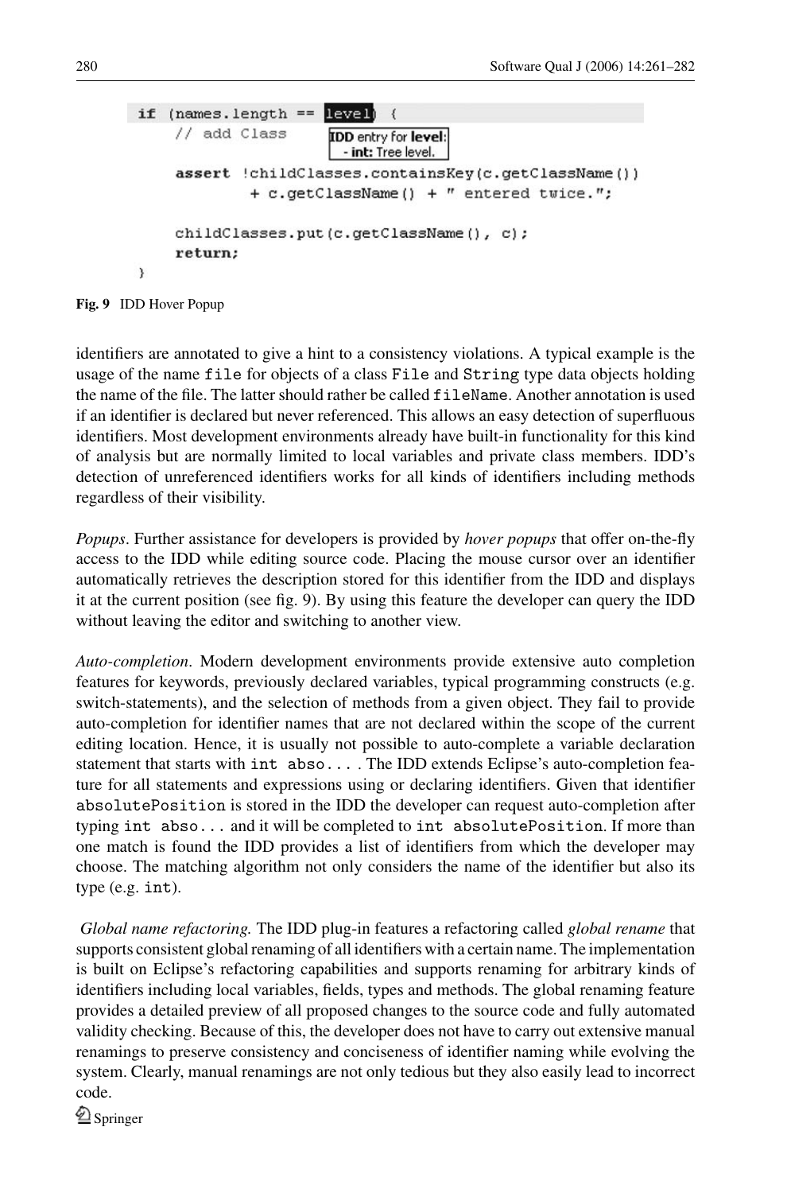```
if (names.length == level) {
    // add Class          IDD entry for level:
                           - int: Tree level.
    assert !childClasses.containsKey(c.getClassName())
           + c.getClassName() + " entered twice.";

    childClasses.put(c.getClassName(), c);
    return;
}
```

**Fig. 9** IDD Hover Popup

identifiers are annotated to give a hint to a consistency violations. A typical example is the usage of the name `file` for objects of a class `File` and `String` type data objects holding the name of the file. The latter should rather be called `fileName`. Another annotation is used if an identifier is declared but never referenced. This allows an easy detection of superfluous identifiers. Most development environments already have built-in functionality for this kind of analysis but are normally limited to local variables and private class members. IDD's detection of unreferenced identifiers works for all kinds of identifiers including methods regardless of their visibility.

*Popups*. Further assistance for developers is provided by *hover popups* that offer on-the-fly access to the IDD while editing source code. Placing the mouse cursor over an identifier automatically retrieves the description stored for this identifier from the IDD and displays it at the current position (see fig. 9). By using this feature the developer can query the IDD without leaving the editor and switching to another view.

*Auto-completion*. Modern development environments provide extensive auto completion features for keywords, previously declared variables, typical programming constructs (e.g. switch-statements), and the selection of methods from a given object. They fail to provide auto-completion for identifier names that are not declared within the scope of the current editing location. Hence, it is usually not possible to auto-complete a variable declaration statement that starts with `int abso...` . The IDD extends Eclipse's auto-completion feature for all statements and expressions using or declaring identifiers. Given that identifier `absolutePosition` is stored in the IDD the developer can request auto-completion after typing `int abso...` and it will be completed to `int absolutePosition`. If more than one match is found the IDD provides a list of identifiers from which the developer may choose. The matching algorithm not only considers the name of the identifier but also its type (e.g. `int`).

*Global name refactoring.* The IDD plug-in features a refactoring called *global rename* that supports consistent global renaming of all identifiers with a certain name. The implementation is built on Eclipse's refactoring capabilities and supports renaming for arbitrary kinds of identifiers including local variables, fields, types and methods. The global renaming feature provides a detailed preview of all proposed changes to the source code and fully automated validity checking. Because of this, the developer does not have to carry out extensive manual renamings to preserve consistency and conciseness of identifier naming while evolving the system. Clearly, manual renamings are not only tedious but they also easily lead to incorrect code.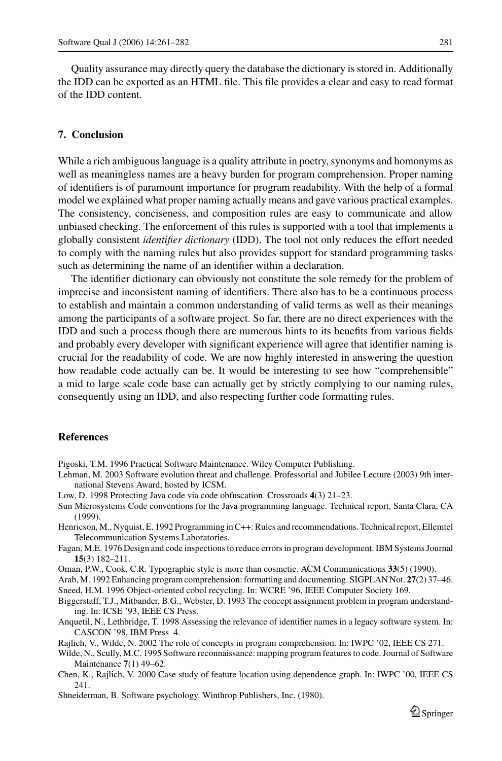Quality assurance may directly query the database the dictionary is stored in. Additionally the IDD can be exported as an HTML file. This file provides a clear and easy to read format of the IDD content.

## 7. Conclusion

While a rich ambiguous language is a quality attribute in poetry, synonyms and homonyms as well as meaningless names are a heavy burden for program comprehension. Proper naming of identifiers is of paramount importance for program readability. With the help of a formal model we explained what proper naming actually means and gave various practical examples. The consistency, conciseness, and composition rules are easy to communicate and allow unbiased checking. The enforcement of this rules is supported with a tool that implements a globally consistent *identifier dictionary* (IDD). The tool not only reduces the effort needed to comply with the naming rules but also provides support for standard programming tasks such as determining the name of an identifier within a declaration.

The identifier dictionary can obviously not constitute the sole remedy for the problem of imprecise and inconsistent naming of identifiers. There also has to be a continuous process to establish and maintain a common understanding of valid terms as well as their meanings among the participants of a software project. So far, there are no direct experiences with the IDD and such a process though there are numerous hints to its benefits from various fields and probably every developer with significant experience will agree that identifier naming is crucial for the readability of code. We are now highly interested in answering the question how readable code actually can be. It would be interesting to see how "comprehensible" a mid to large scale code base can actually get by strictly complying to our naming rules, consequently using an IDD, and also respecting further code formatting rules.

## References

Pigoski, T.M. 1996 Practical Software Maintenance. Wiley Computer Publishing.

Lehman, M. 2003 Software evolution threat and challenge. Professorial and Jubilee Lecture (2003) 9th international Stevens Award, hosted by ICSM.

Low, D. 1998 Protecting Java code via code obfuscation. Crossroads **4**(3) 21–23.

Sun Microsystems Code conventions for the Java programming language. Technical report, Santa Clara, CA (1999).

Henricson, M., Nyquist, E. 1992 Programming in C++: Rules and recommendations. Technical report, Ellemtel Telecommunication Systems Laboratories.

Fagan, M.E. 1976 Design and code inspections to reduce errors in program development. IBM Systems Journal **15**(3) 182–211.

Oman, P.W., Cook, C.R. Typographic style is more than cosmetic. ACM Communications **33**(5) (1990).

Arab, M. 1992 Enhancing program comprehension: formatting and documenting. SIGPLAN Not. **27**(2) 37–46.

Sneed, H.M. 1996 Object-oriented cobol recycling. In: WCRE '96, IEEE Computer Society 169.

Biggerstaff, T.J., Mitbander, B.G., Webster, D. 1993 The concept assignment problem in program understanding. In: ICSE '93, IEEE CS Press.

Anquetil, N., Lethbridge, T. 1998 Assessing the relevance of identifier names in a legacy software system. In: CASCON '98, IBM Press 4.

Rajlich, V., Wilde, N. 2002 The role of concepts in program comprehension. In: IWPC '02, IEEE CS 271.

Wilde, N., Scully, M.C. 1995 Software reconnaissance: mapping program features to code. Journal of Software Maintenance **7**(1) 49–62.

Chen, K., Rajlich, V. 2000 Case study of feature location using dependence graph. In: IWPC '00, IEEE CS 241.

Shneiderman, B. Software psychology. Winthrop Publishers, Inc. (1980).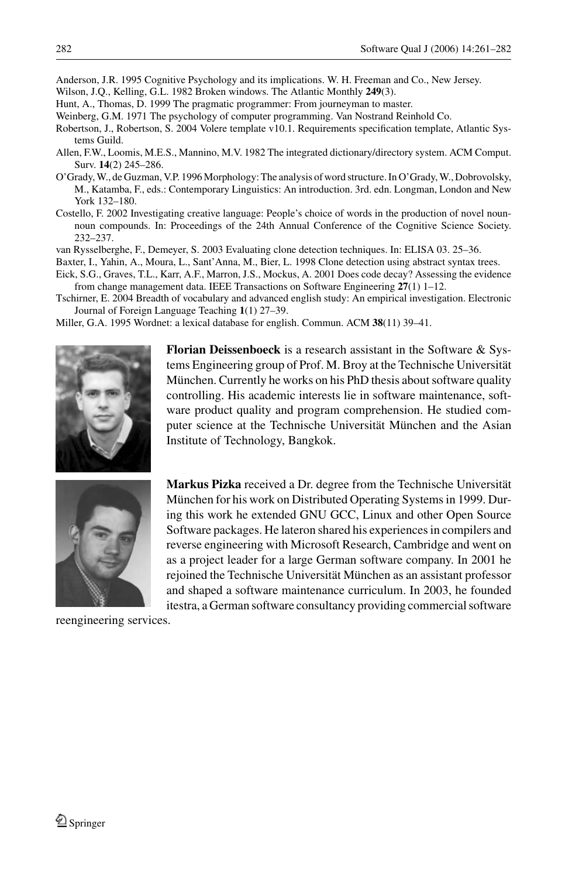Anderson, J.R. 1995 Cognitive Psychology and its implications. W. H. Freeman and Co., New Jersey.

Wilson, J.Q., Kelling, G.L. 1982 Broken windows. The Atlantic Monthly **249**(3).

Hunt, A., Thomas, D. 1999 The pragmatic programmer: From journeyman to master.

Weinberg, G.M. 1971 The psychology of computer programming. Van Nostrand Reinhold Co.

Robertson, J., Robertson, S. 2004 Volere template v10.1. Requirements specification template, Atlantic Systems Guild.

Allen, F.W., Loomis, M.E.S., Mannino, M.V. 1982 The integrated dictionary/directory system. ACM Comput. Surv. **14**(2) 245–286.

O'Grady, W., de Guzman, V.P. 1996 Morphology: The analysis of word structure. In O'Grady, W., Dobrovolsky, M., Katamba, F., eds.: Contemporary Linguistics: An introduction. 3rd. edn. Longman, London and New York 132–180.

Costello, F. 2002 Investigating creative language: People's choice of words in the production of novel noun-noun compounds. In: Proceedings of the 24th Annual Conference of the Cognitive Science Society. 232–237.

van Rysselberghe, F., Demeyer, S. 2003 Evaluating clone detection techniques. In: ELISA 03. 25–36.

Baxter, I., Yahin, A., Moura, L., Sant'Anna, M., Bier, L. 1998 Clone detection using abstract syntax trees.

Eick, S.G., Graves, T.L., Karr, A.F., Marron, J.S., Mockus, A. 2001 Does code decay? Assessing the evidence from change management data. IEEE Transactions on Software Engineering **27**(1) 1–12.

Tschirner, E. 2004 Breadth of vocabulary and advanced english study: An empirical investigation. Electronic Journal of Foreign Language Teaching **1**(1) 27–39.

Miller, G.A. 1995 Wordnet: a lexical database for english. Commun. ACM **38**(11) 39–41.

**Florian Deissenboeck** is a research assistant in the Software & Systems Engineering group of Prof. M. Broy at the Technische Universität München. Currently he works on his PhD thesis about software quality controlling. His academic interests lie in software maintenance, software product quality and program comprehension. He studied computer science at the Technische Universität München and the Asian Institute of Technology, Bangkok.

**Markus Pizka** received a Dr. degree from the Technische Universität München for his work on Distributed Operating Systems in 1999. During this work he extended GNU GCC, Linux and other Open Source Software packages. He lateron shared his experiences in compilers and reverse engineering with Microsoft Research, Cambridge and went on as a project leader for a large German software company. In 2001 he rejoined the Technische Universität München as an assistant professor and shaped a software maintenance curriculum. In 2003, he founded itestra, a German software consultancy providing commercial software reengineering services.